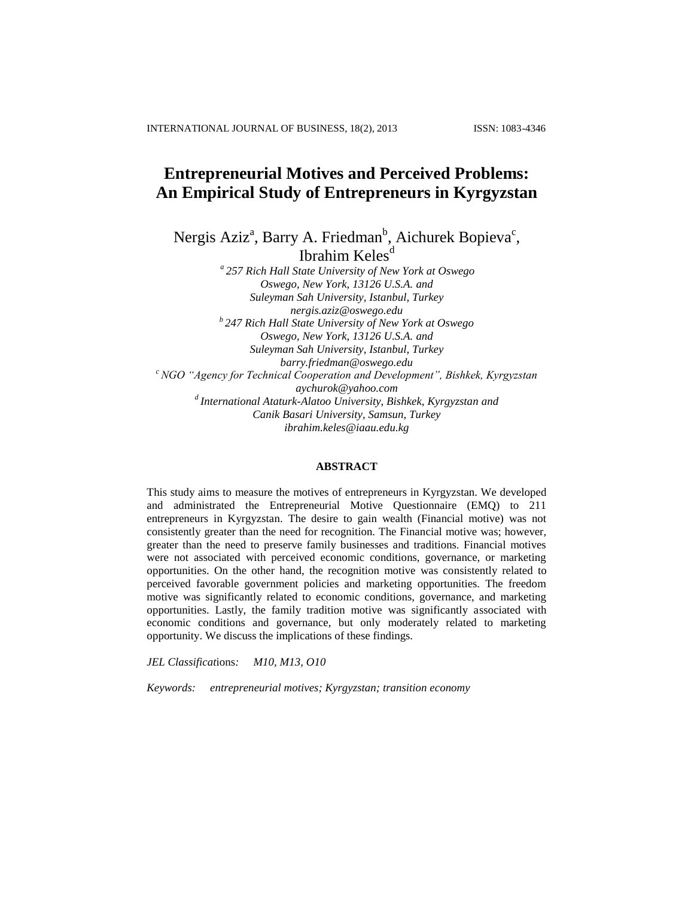# Entrepreneurial Motives and Perceived Problems: An Empirical Study of Entrepreneurs in Kyrgyzstan

Nergis Aziz[a], Barry A. Friedman[b], Aichurek Bopieva[c], Ibrahim Keles[d]

*[a] 257 Rich Hall State University of New York at Oswego*
*Oswego, New York, 13126 U.S.A. and*
*Suleyman Sah University, Istanbul, Turkey*
*nergis.aziz@oswego.edu*

*[b] 247 Rich Hall State University of New York at Oswego*
*Oswego, New York, 13126 U.S.A. and*
*Suleyman Sah University, Istanbul, Turkey*
*barry.friedman@oswego.edu*

*[c] NGO "Agency for Technical Cooperation and Development", Bishkek, Kyrgyzstan*
*aychurok@yahoo.com*

*[d] International Ataturk-Alatoo University, Bishkek, Kyrgyzstan and*
*Canik Basari University, Samsun, Turkey*
*ibrahim.keles@iaau.edu.kg*

## ABSTRACT

This study aims to measure the motives of entrepreneurs in Kyrgyzstan. We developed and administrated the Entrepreneurial Motive Questionnaire (EMQ) to 211 entrepreneurs in Kyrgyzstan. The desire to gain wealth (Financial motive) was not consistently greater than the need for recognition. The Financial motive was; however, greater than the need to preserve family businesses and traditions. Financial motives were not associated with perceived economic conditions, governance, or marketing opportunities. On the other hand, the recognition motive was consistently related to perceived favorable government policies and marketing opportunities. The freedom motive was significantly related to economic conditions, governance, and marketing opportunities. Lastly, the family tradition motive was significantly associated with economic conditions and governance, but only moderately related to marketing opportunity. We discuss the implications of these findings.

*JEL Classifications: M10, M13, O10*

*Keywords: entrepreneurial motives; Kyrgyzstan; transition economy*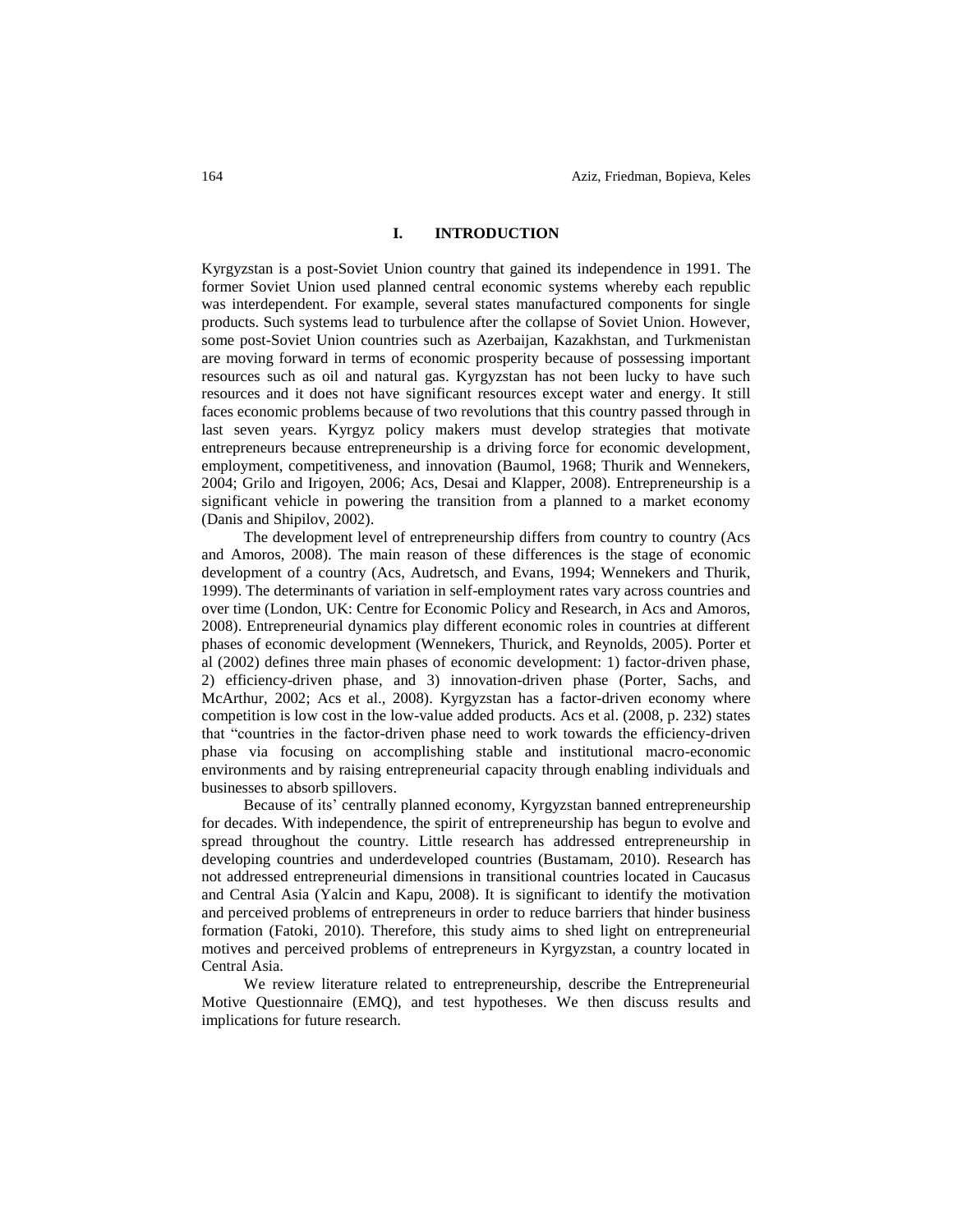## I. INTRODUCTION

Kyrgyzstan is a post-Soviet Union country that gained its independence in 1991. The former Soviet Union used planned central economic systems whereby each republic was interdependent. For example, several states manufactured components for single products. Such systems lead to turbulence after the collapse of Soviet Union. However, some post-Soviet Union countries such as Azerbaijan, Kazakhstan, and Turkmenistan are moving forward in terms of economic prosperity because of possessing important resources such as oil and natural gas. Kyrgyzstan has not been lucky to have such resources and it does not have significant resources except water and energy. It still faces economic problems because of two revolutions that this country passed through in last seven years. Kyrgyz policy makers must develop strategies that motivate entrepreneurs because entrepreneurship is a driving force for economic development, employment, competitiveness, and innovation (Baumol, 1968; Thurik and Wennekers, 2004; Grilo and Irigoyen, 2006; Acs, Desai and Klapper, 2008). Entrepreneurship is a significant vehicle in powering the transition from a planned to a market economy (Danis and Shipilov, 2002).

The development level of entrepreneurship differs from country to country (Acs and Amoros, 2008). The main reason of these differences is the stage of economic development of a country (Acs, Audretsch, and Evans, 1994; Wennekers and Thurik, 1999). The determinants of variation in self-employment rates vary across countries and over time (London, UK: Centre for Economic Policy and Research, in Acs and Amoros, 2008). Entrepreneurial dynamics play different economic roles in countries at different phases of economic development (Wennekers, Thurick, and Reynolds, 2005). Porter et al (2002) defines three main phases of economic development: 1) factor-driven phase, 2) efficiency-driven phase, and 3) innovation-driven phase (Porter, Sachs, and McArthur, 2002; Acs et al., 2008). Kyrgyzstan has a factor-driven economy where competition is low cost in the low-value added products. Acs et al. (2008, p. 232) states that "countries in the factor-driven phase need to work towards the efficiency-driven phase via focusing on accomplishing stable and institutional macro-economic environments and by raising entrepreneurial capacity through enabling individuals and businesses to absorb spillovers.

Because of its' centrally planned economy, Kyrgyzstan banned entrepreneurship for decades. With independence, the spirit of entrepreneurship has begun to evolve and spread throughout the country. Little research has addressed entrepreneurship in developing countries and underdeveloped countries (Bustamam, 2010). Research has not addressed entrepreneurial dimensions in transitional countries located in Caucasus and Central Asia (Yalcin and Kapu, 2008). It is significant to identify the motivation and perceived problems of entrepreneurs in order to reduce barriers that hinder business formation (Fatoki, 2010). Therefore, this study aims to shed light on entrepreneurial motives and perceived problems of entrepreneurs in Kyrgyzstan, a country located in Central Asia.

We review literature related to entrepreneurship, describe the Entrepreneurial Motive Questionnaire (EMQ), and test hypotheses. We then discuss results and implications for future research.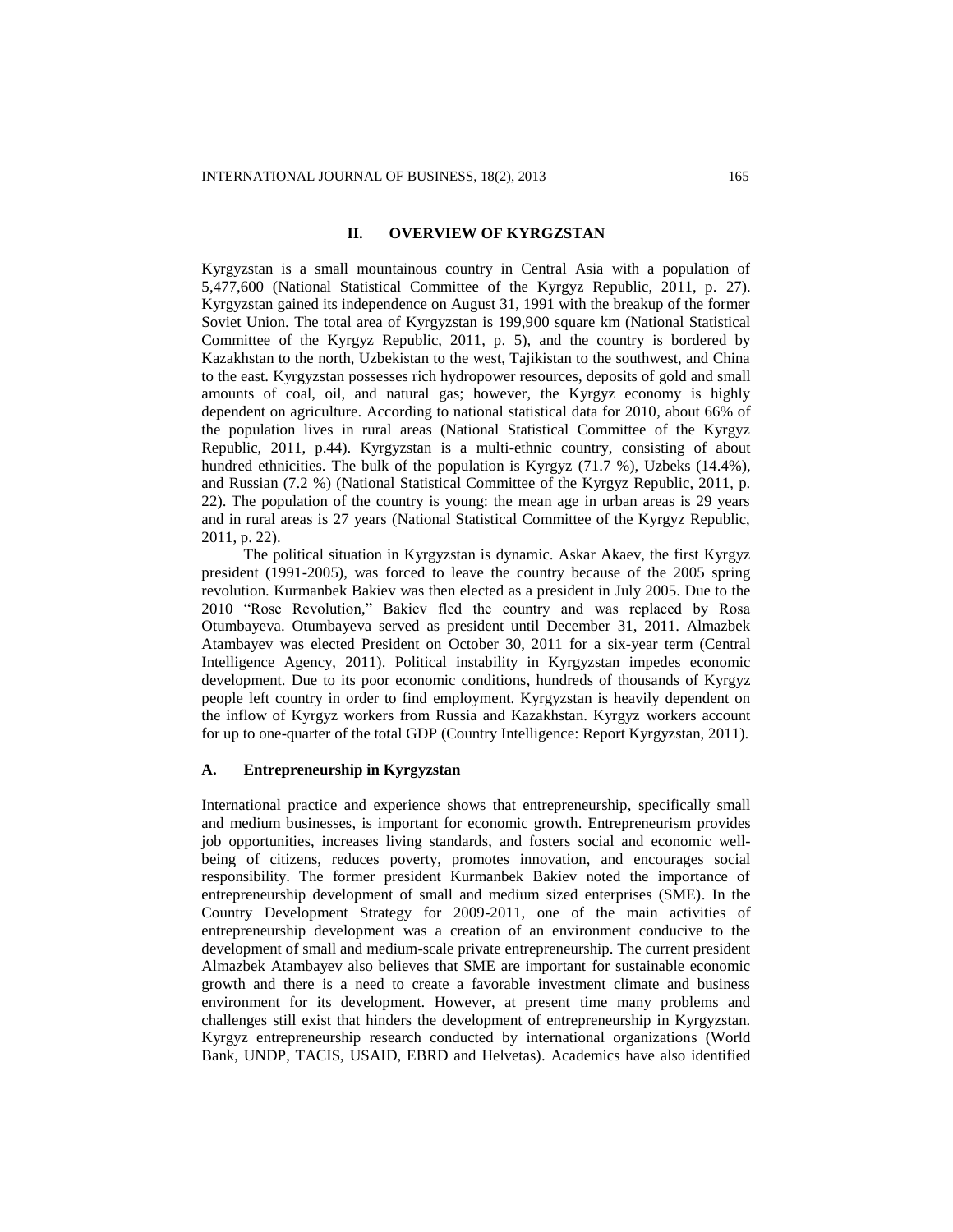## II. OVERVIEW OF KYRGZSTAN

Kyrgyzstan is a small mountainous country in Central Asia with a population of 5,477,600 (National Statistical Committee of the Kyrgyz Republic, 2011, p. 27). Kyrgyzstan gained its independence on August 31, 1991 with the breakup of the former Soviet Union. The total area of Kyrgyzstan is 199,900 square km (National Statistical Committee of the Kyrgyz Republic, 2011, p. 5), and the country is bordered by Kazakhstan to the north, Uzbekistan to the west, Tajikistan to the southwest, and China to the east. Kyrgyzstan possesses rich hydropower resources, deposits of gold and small amounts of coal, oil, and natural gas; however, the Kyrgyz economy is highly dependent on agriculture. According to national statistical data for 2010, about 66% of the population lives in rural areas (National Statistical Committee of the Kyrgyz Republic, 2011, p.44). Kyrgyzstan is a multi-ethnic country, consisting of about hundred ethnicities. The bulk of the population is Kyrgyz (71.7 %), Uzbeks (14.4%), and Russian (7.2 %) (National Statistical Committee of the Kyrgyz Republic, 2011, p. 22). The population of the country is young: the mean age in urban areas is 29 years and in rural areas is 27 years (National Statistical Committee of the Kyrgyz Republic, 2011, p. 22).

The political situation in Kyrgyzstan is dynamic. Askar Akaev, the first Kyrgyz president (1991-2005), was forced to leave the country because of the 2005 spring revolution. Kurmanbek Bakiev was then elected as a president in July 2005. Due to the 2010 "Rose Revolution," Bakiev fled the country and was replaced by Rosa Otumbayeva. Otumbayeva served as president until December 31, 2011. Almazbek Atambayev was elected President on October 30, 2011 for a six-year term (Central Intelligence Agency, 2011). Political instability in Kyrgyzstan impedes economic development. Due to its poor economic conditions, hundreds of thousands of Kyrgyz people left country in order to find employment. Kyrgyzstan is heavily dependent on the inflow of Kyrgyz workers from Russia and Kazakhstan. Kyrgyz workers account for up to one-quarter of the total GDP (Country Intelligence: Report Kyrgyzstan, 2011).

### A. Entrepreneurship in Kyrgyzstan

International practice and experience shows that entrepreneurship, specifically small and medium businesses, is important for economic growth. Entrepreneurism provides job opportunities, increases living standards, and fosters social and economic well-being of citizens, reduces poverty, promotes innovation, and encourages social responsibility. The former president Kurmanbek Bakiev noted the importance of entrepreneurship development of small and medium sized enterprises (SME). In the Country Development Strategy for 2009-2011, one of the main activities of entrepreneurship development was a creation of an environment conducive to the development of small and medium-scale private entrepreneurship. The current president Almazbek Atambayev also believes that SME are important for sustainable economic growth and there is a need to create a favorable investment climate and business environment for its development. However, at present time many problems and challenges still exist that hinders the development of entrepreneurship in Kyrgyzstan. Kyrgyz entrepreneurship research conducted by international organizations (World Bank, UNDP, TACIS, USAID, EBRD and Helvetas). Academics have also identified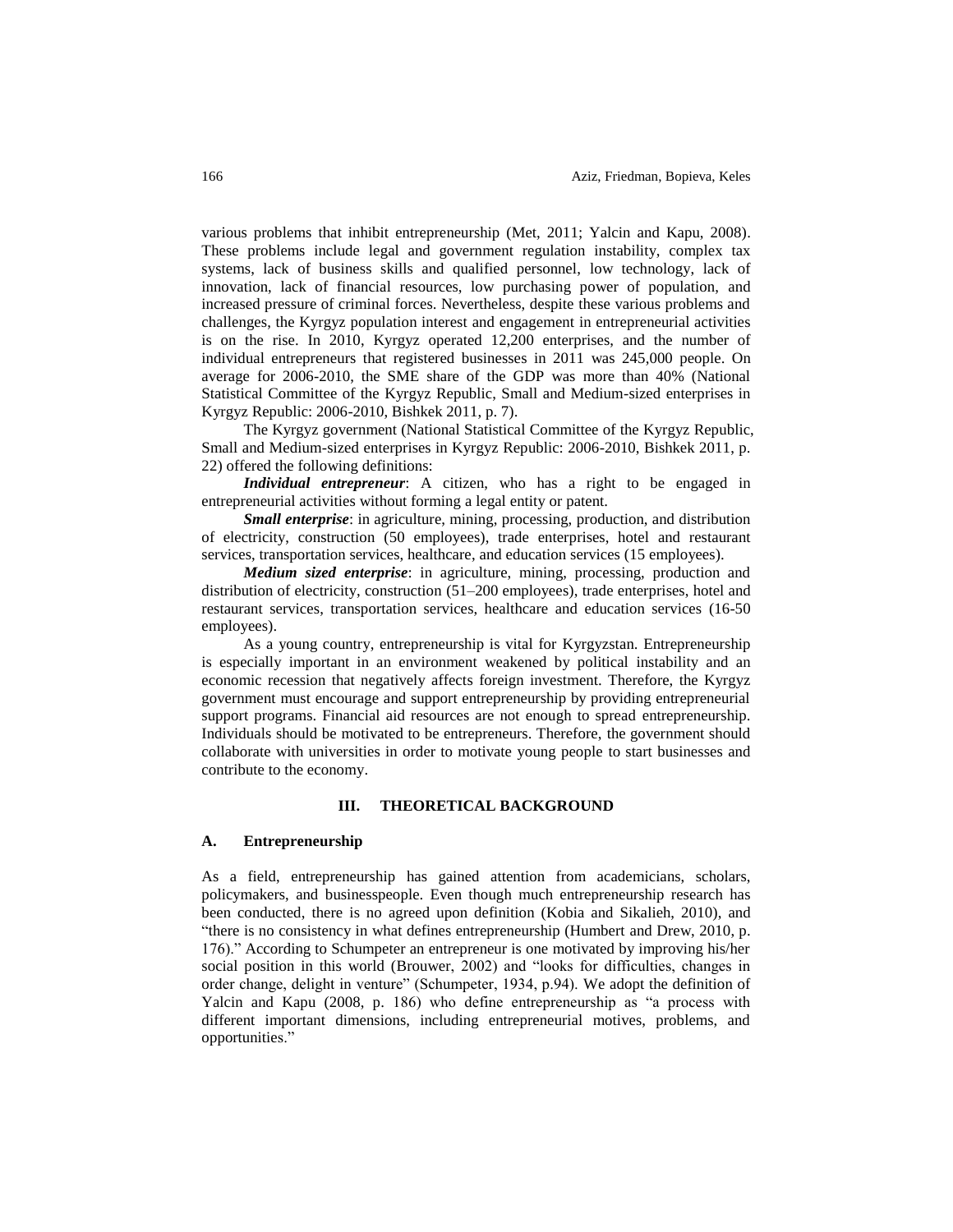various problems that inhibit entrepreneurship (Met, 2011; Yalcin and Kapu, 2008). These problems include legal and government regulation instability, complex tax systems, lack of business skills and qualified personnel, low technology, lack of innovation, lack of financial resources, low purchasing power of population, and increased pressure of criminal forces. Nevertheless, despite these various problems and challenges, the Kyrgyz population interest and engagement in entrepreneurial activities is on the rise. In 2010, Kyrgyz operated 12,200 enterprises, and the number of individual entrepreneurs that registered businesses in 2011 was 245,000 people. On average for 2006-2010, the SME share of the GDP was more than 40% (National Statistical Committee of the Kyrgyz Republic, Small and Medium-sized enterprises in Kyrgyz Republic: 2006-2010, Bishkek 2011, p. 7).

The Kyrgyz government (National Statistical Committee of the Kyrgyz Republic, Small and Medium-sized enterprises in Kyrgyz Republic: 2006-2010, Bishkek 2011, p. 22) offered the following definitions:

***Individual entrepreneur***: A citizen, who has a right to be engaged in entrepreneurial activities without forming a legal entity or patent.

***Small enterprise***: in agriculture, mining, processing, production, and distribution of electricity, construction (50 employees), trade enterprises, hotel and restaurant services, transportation services, healthcare, and education services (15 employees).

***Medium sized enterprise***: in agriculture, mining, processing, production and distribution of electricity, construction (51–200 employees), trade enterprises, hotel and restaurant services, transportation services, healthcare and education services (16-50 employees).

As a young country, entrepreneurship is vital for Kyrgyzstan. Entrepreneurship is especially important in an environment weakened by political instability and an economic recession that negatively affects foreign investment. Therefore, the Kyrgyz government must encourage and support entrepreneurship by providing entrepreneurial support programs. Financial aid resources are not enough to spread entrepreneurship. Individuals should be motivated to be entrepreneurs. Therefore, the government should collaborate with universities in order to motivate young people to start businesses and contribute to the economy.

## III. THEORETICAL BACKGROUND

### A. Entrepreneurship

As a field, entrepreneurship has gained attention from academicians, scholars, policymakers, and businesspeople. Even though much entrepreneurship research has been conducted, there is no agreed upon definition (Kobia and Sikalieh, 2010), and "there is no consistency in what defines entrepreneurship (Humbert and Drew, 2010, p. 176)." According to Schumpeter an entrepreneur is one motivated by improving his/her social position in this world (Brouwer, 2002) and "looks for difficulties, changes in order change, delight in venture" (Schumpeter, 1934, p.94). We adopt the definition of Yalcin and Kapu (2008, p. 186) who define entrepreneurship as "a process with different important dimensions, including entrepreneurial motives, problems, and opportunities."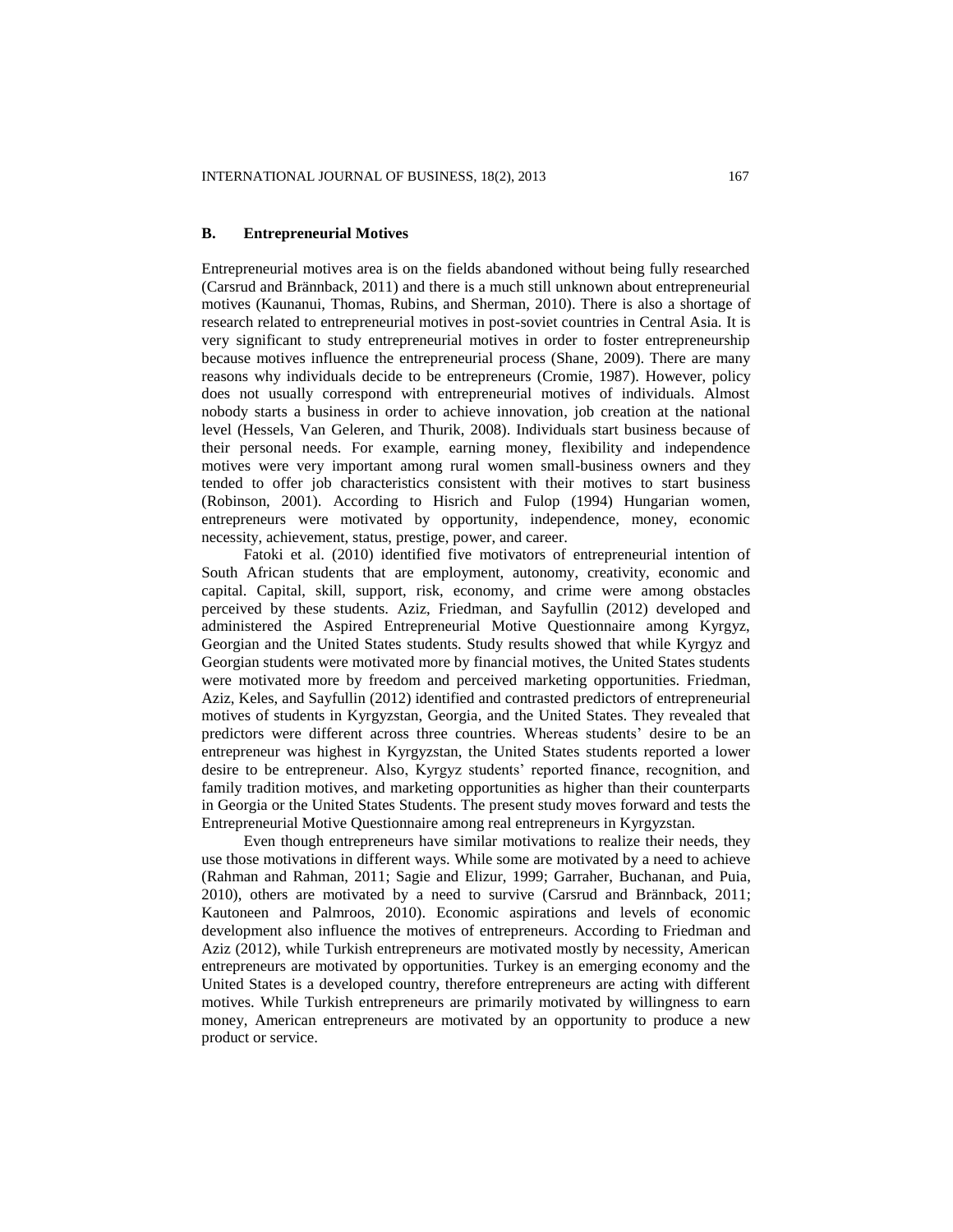### B. Entrepreneurial Motives

Entrepreneurial motives area is on the fields abandoned without being fully researched (Carsrud and Brännback, 2011) and there is a much still unknown about entrepreneurial motives (Kaunanui, Thomas, Rubins, and Sherman, 2010). There is also a shortage of research related to entrepreneurial motives in post-soviet countries in Central Asia. It is very significant to study entrepreneurial motives in order to foster entrepreneurship because motives influence the entrepreneurial process (Shane, 2009). There are many reasons why individuals decide to be entrepreneurs (Cromie, 1987). However, policy does not usually correspond with entrepreneurial motives of individuals. Almost nobody starts a business in order to achieve innovation, job creation at the national level (Hessels, Van Geleren, and Thurik, 2008). Individuals start business because of their personal needs. For example, earning money, flexibility and independence motives were very important among rural women small-business owners and they tended to offer job characteristics consistent with their motives to start business (Robinson, 2001). According to Hisrich and Fulop (1994) Hungarian women, entrepreneurs were motivated by opportunity, independence, money, economic necessity, achievement, status, prestige, power, and career.

Fatoki et al. (2010) identified five motivators of entrepreneurial intention of South African students that are employment, autonomy, creativity, economic and capital. Capital, skill, support, risk, economy, and crime were among obstacles perceived by these students. Aziz, Friedman, and Sayfullin (2012) developed and administered the Aspired Entrepreneurial Motive Questionnaire among Kyrgyz, Georgian and the United States students. Study results showed that while Kyrgyz and Georgian students were motivated more by financial motives, the United States students were motivated more by freedom and perceived marketing opportunities. Friedman, Aziz, Keles, and Sayfullin (2012) identified and contrasted predictors of entrepreneurial motives of students in Kyrgyzstan, Georgia, and the United States. They revealed that predictors were different across three countries. Whereas students' desire to be an entrepreneur was highest in Kyrgyzstan, the United States students reported a lower desire to be entrepreneur. Also, Kyrgyz students' reported finance, recognition, and family tradition motives, and marketing opportunities as higher than their counterparts in Georgia or the United States Students. The present study moves forward and tests the Entrepreneurial Motive Questionnaire among real entrepreneurs in Kyrgyzstan.

Even though entrepreneurs have similar motivations to realize their needs, they use those motivations in different ways. While some are motivated by a need to achieve (Rahman and Rahman, 2011; Sagie and Elizur, 1999; Garraher, Buchanan, and Puia, 2010), others are motivated by a need to survive (Carsrud and Brännback, 2011; Kautoneen and Palmroos, 2010). Economic aspirations and levels of economic development also influence the motives of entrepreneurs. According to Friedman and Aziz (2012), while Turkish entrepreneurs are motivated mostly by necessity, American entrepreneurs are motivated by opportunities. Turkey is an emerging economy and the United States is a developed country, therefore entrepreneurs are acting with different motives. While Turkish entrepreneurs are primarily motivated by willingness to earn money, American entrepreneurs are motivated by an opportunity to produce a new product or service.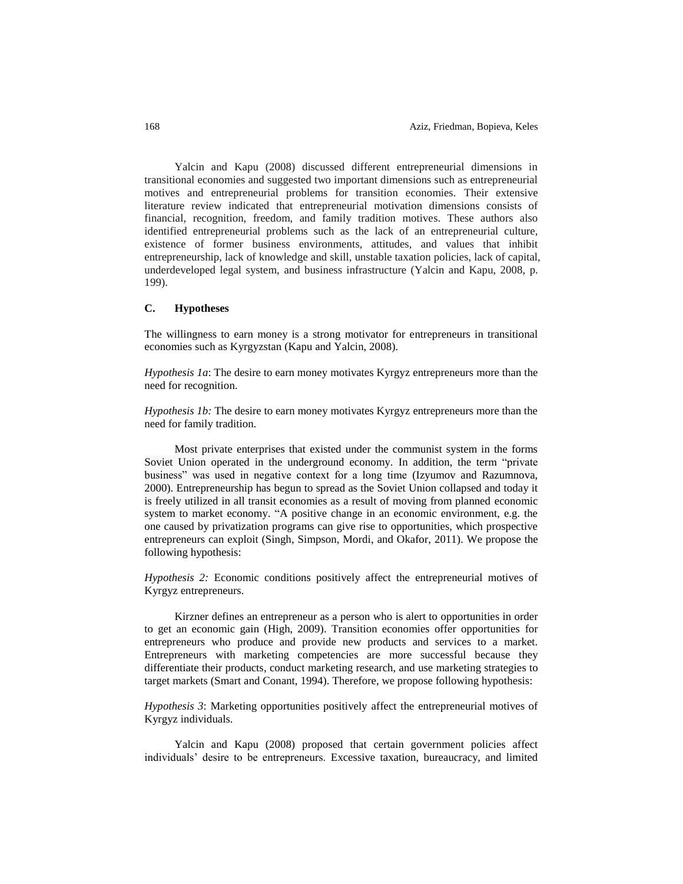Yalcin and Kapu (2008) discussed different entrepreneurial dimensions in transitional economies and suggested two important dimensions such as entrepreneurial motives and entrepreneurial problems for transition economies. Their extensive literature review indicated that entrepreneurial motivation dimensions consists of financial, recognition, freedom, and family tradition motives. These authors also identified entrepreneurial problems such as the lack of an entrepreneurial culture, existence of former business environments, attitudes, and values that inhibit entrepreneurship, lack of knowledge and skill, unstable taxation policies, lack of capital, underdeveloped legal system, and business infrastructure (Yalcin and Kapu, 2008, p. 199).

## C. Hypotheses

The willingness to earn money is a strong motivator for entrepreneurs in transitional economies such as Kyrgyzstan (Kapu and Yalcin, 2008).

*Hypothesis 1a*: The desire to earn money motivates Kyrgyz entrepreneurs more than the need for recognition.

*Hypothesis 1b:* The desire to earn money motivates Kyrgyz entrepreneurs more than the need for family tradition.

Most private enterprises that existed under the communist system in the forms Soviet Union operated in the underground economy. In addition, the term "private business" was used in negative context for a long time (Izyumov and Razumnova, 2000). Entrepreneurship has begun to spread as the Soviet Union collapsed and today it is freely utilized in all transit economies as a result of moving from planned economic system to market economy. "A positive change in an economic environment, e.g. the one caused by privatization programs can give rise to opportunities, which prospective entrepreneurs can exploit (Singh, Simpson, Mordi, and Okafor, 2011). We propose the following hypothesis:

*Hypothesis 2:* Economic conditions positively affect the entrepreneurial motives of Kyrgyz entrepreneurs.

Kirzner defines an entrepreneur as a person who is alert to opportunities in order to get an economic gain (High, 2009). Transition economies offer opportunities for entrepreneurs who produce and provide new products and services to a market. Entrepreneurs with marketing competencies are more successful because they differentiate their products, conduct marketing research, and use marketing strategies to target markets (Smart and Conant, 1994). Therefore, we propose following hypothesis:

*Hypothesis 3*: Marketing opportunities positively affect the entrepreneurial motives of Kyrgyz individuals.

Yalcin and Kapu (2008) proposed that certain government policies affect individuals' desire to be entrepreneurs. Excessive taxation, bureaucracy, and limited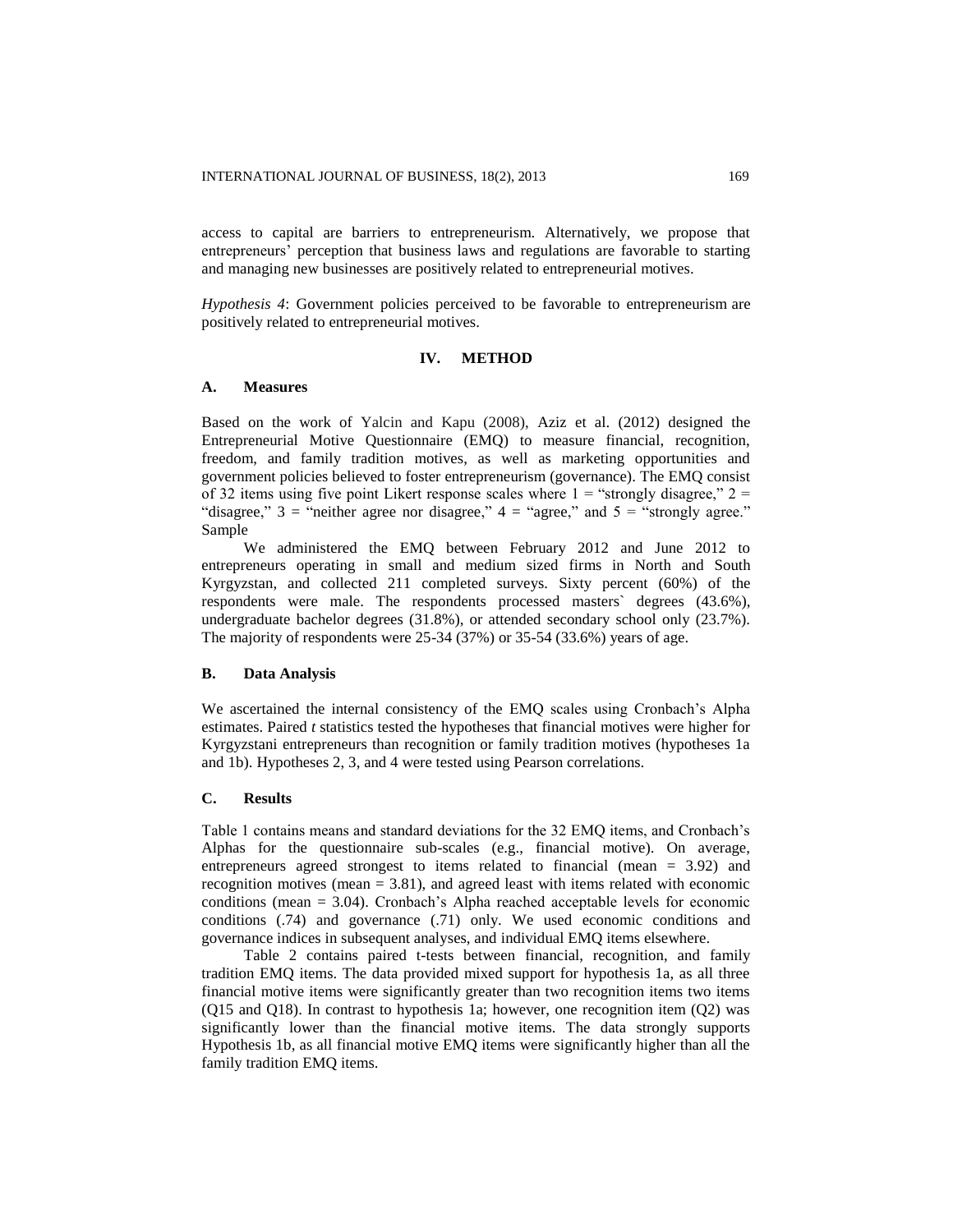access to capital are barriers to entrepreneurism. Alternatively, we propose that entrepreneurs' perception that business laws and regulations are favorable to starting and managing new businesses are positively related to entrepreneurial motives.

*Hypothesis 4*: Government policies perceived to be favorable to entrepreneurism are positively related to entrepreneurial motives.

## IV. METHOD

### A. Measures

Based on the work of Yalcin and Kapu (2008), Aziz et al. (2012) designed the Entrepreneurial Motive Questionnaire (EMQ) to measure financial, recognition, freedom, and family tradition motives, as well as marketing opportunities and government policies believed to foster entrepreneurism (governance). The EMQ consist of 32 items using five point Likert response scales where 1 = "strongly disagree," 2 = "disagree," 3 = "neither agree nor disagree," 4 = "agree," and 5 = "strongly agree."
Sample

We administered the EMQ between February 2012 and June 2012 to entrepreneurs operating in small and medium sized firms in North and South Kyrgyzstan, and collected 211 completed surveys. Sixty percent (60%) of the respondents were male. The respondents processed masters` degrees (43.6%), undergraduate bachelor degrees (31.8%), or attended secondary school only (23.7%). The majority of respondents were 25-34 (37%) or 35-54 (33.6%) years of age.

### B. Data Analysis

We ascertained the internal consistency of the EMQ scales using Cronbach's Alpha estimates. Paired *t* statistics tested the hypotheses that financial motives were higher for Kyrgyzstani entrepreneurs than recognition or family tradition motives (hypotheses 1a and 1b). Hypotheses 2, 3, and 4 were tested using Pearson correlations.

### C. Results

Table 1 contains means and standard deviations for the 32 EMQ items, and Cronbach's Alphas for the questionnaire sub-scales (e.g., financial motive). On average, entrepreneurs agreed strongest to items related to financial (mean = 3.92) and recognition motives (mean = 3.81), and agreed least with items related with economic conditions (mean = 3.04). Cronbach's Alpha reached acceptable levels for economic conditions (.74) and governance (.71) only. We used economic conditions and governance indices in subsequent analyses, and individual EMQ items elsewhere.

Table 2 contains paired t-tests between financial, recognition, and family tradition EMQ items. The data provided mixed support for hypothesis 1a, as all three financial motive items were significantly greater than two recognition items two items (Q15 and Q18). In contrast to hypothesis 1a; however, one recognition item (Q2) was significantly lower than the financial motive items. The data strongly supports Hypothesis 1b, as all financial motive EMQ items were significantly higher than all the family tradition EMQ items.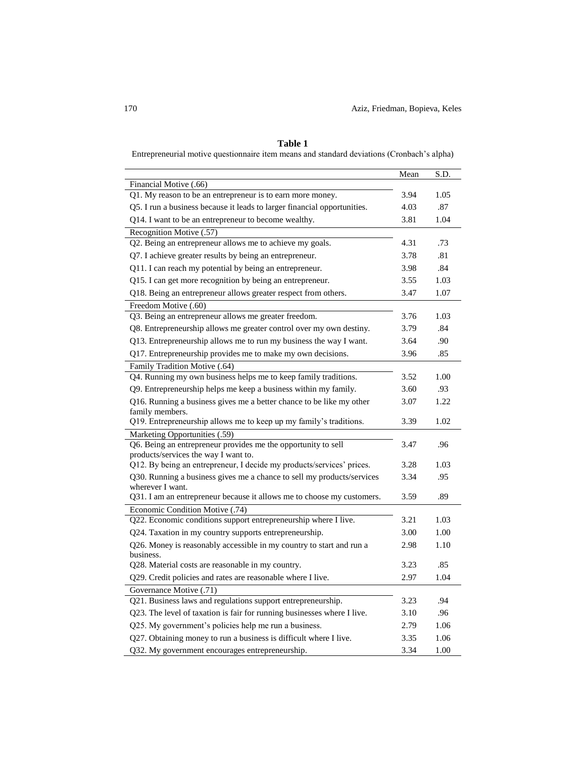**Table 1**

Entrepreneurial motive questionnaire item means and standard deviations (Cronbach's alpha)

| | Mean | S.D. |
|---|---|---|
| Financial Motive (.66) | | |
| Q1. My reason to be an entrepreneur is to earn more money. | 3.94 | 1.05 |
| Q5. I run a business because it leads to larger financial opportunities. | 4.03 | .87 |
| Q14. I want to be an entrepreneur to become wealthy. | 3.81 | 1.04 |
| Recognition Motive (.57) | | |
| Q2. Being an entrepreneur allows me to achieve my goals. | 4.31 | .73 |
| Q7. I achieve greater results by being an entrepreneur. | 3.78 | .81 |
| Q11. I can reach my potential by being an entrepreneur. | 3.98 | .84 |
| Q15. I can get more recognition by being an entrepreneur. | 3.55 | 1.03 |
| Q18. Being an entrepreneur allows greater respect from others. | 3.47 | 1.07 |
| Freedom Motive (.60) | | |
| Q3. Being an entrepreneur allows me greater freedom. | 3.76 | 1.03 |
| Q8. Entrepreneurship allows me greater control over my own destiny. | 3.79 | .84 |
| Q13. Entrepreneurship allows me to run my business the way I want. | 3.64 | .90 |
| Q17. Entrepreneurship provides me to make my own decisions. | 3.96 | .85 |
| Family Tradition Motive (.64) | | |
| Q4. Running my own business helps me to keep family traditions. | 3.52 | 1.00 |
| Q9. Entrepreneurship helps me keep a business within my family. | 3.60 | .93 |
| Q16. Running a business gives me a better chance to be like my other family members. | 3.07 | 1.22 |
| Q19. Entrepreneurship allows me to keep up my family's traditions. | 3.39 | 1.02 |
| Marketing Opportunities (.59) | | |
| Q6. Being an entrepreneur provides me the opportunity to sell products/services the way I want to. | 3.47 | .96 |
| Q12. By being an entrepreneur, I decide my products/services' prices. | 3.28 | 1.03 |
| Q30. Running a business gives me a chance to sell my products/services wherever I want. | 3.34 | .95 |
| Q31. I am an entrepreneur because it allows me to choose my customers. | 3.59 | .89 |
| Economic Condition Motive (.74) | | |
| Q22. Economic conditions support entrepreneurship where I live. | 3.21 | 1.03 |
| Q24. Taxation in my country supports entrepreneurship. | 3.00 | 1.00 |
| Q26. Money is reasonably accessible in my country to start and run a business. | 2.98 | 1.10 |
| Q28. Material costs are reasonable in my country. | 3.23 | .85 |
| Q29. Credit policies and rates are reasonable where I live. | 2.97 | 1.04 |
| Governance Motive (.71) | | |
| Q21. Business laws and regulations support entrepreneurship. | 3.23 | .94 |
| Q23. The level of taxation is fair for running businesses where I live. | 3.10 | .96 |
| Q25. My government's policies help me run a business. | 2.79 | 1.06 |
| Q27. Obtaining money to run a business is difficult where I live. | 3.35 | 1.06 |
| Q32. My government encourages entrepreneurship. | 3.34 | 1.00 |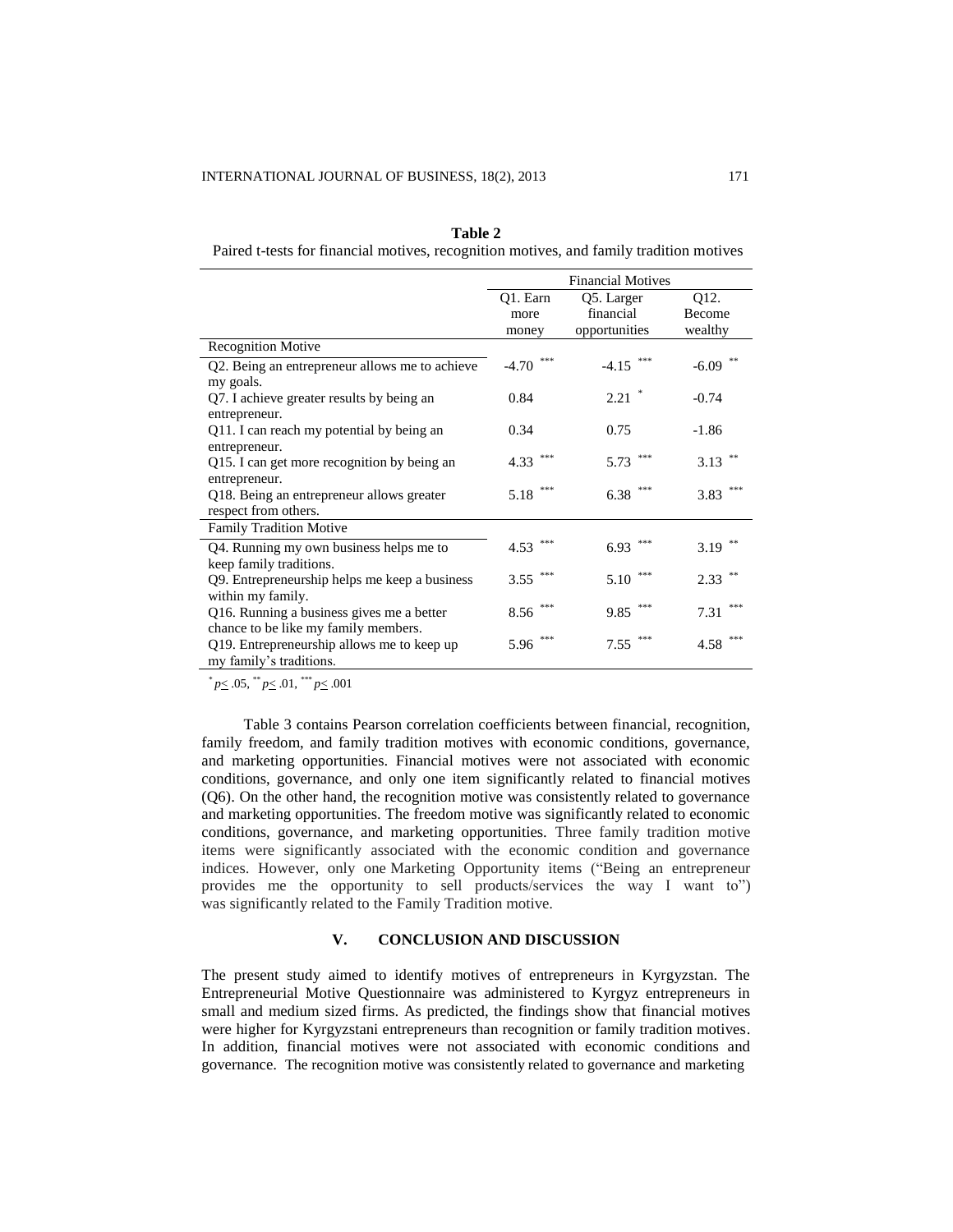**Table 2**

Paired t-tests for financial motives, recognition motives, and family tradition motives

| | Financial Motives | | |
|---|---|---|---|
| | Q1. Earn more money | Q5. Larger financial opportunities | Q12. Become wealthy |
| **Recognition Motive** | | | |
| Q2. Being an entrepreneur allows me to achieve my goals. | -4.70 *** | -4.15 *** | -6.09 ** |
| Q7. I achieve greater results by being an entrepreneur. | 0.84 | 2.21 * | -0.74 |
| Q11. I can reach my potential by being an entrepreneur. | 0.34 | 0.75 | -1.86 |
| Q15. I can get more recognition by being an entrepreneur. | 4.33 *** | 5.73 *** | 3.13 ** |
| Q18. Being an entrepreneur allows greater respect from others. | 5.18 *** | 6.38 *** | 3.83 *** |
| **Family Tradition Motive** | | | |
| Q4. Running my own business helps me to keep family traditions. | 4.53 *** | 6.93 *** | 3.19 ** |
| Q9. Entrepreneurship helps me keep a business within my family. | 3.55 *** | 5.10 *** | 2.33 ** |
| Q16. Running a business gives me a better chance to be like my family members. | 8.56 *** | 9.85 *** | 7.31 *** |
| Q19. Entrepreneurship allows me to keep up my family's traditions. | 5.96 *** | 7.55 *** | 4.58 *** |

* $p \leq .05$, ** $p \leq .01$, *** $p \leq .001$

Table 3 contains Pearson correlation coefficients between financial, recognition, family freedom, and family tradition motives with economic conditions, governance, and marketing opportunities. Financial motives were not associated with economic conditions, governance, and only one item significantly related to financial motives (Q6). On the other hand, the recognition motive was consistently related to governance and marketing opportunities. The freedom motive was significantly related to economic conditions, governance, and marketing opportunities. Three family tradition motive items were significantly associated with the economic condition and governance indices. However, only one Marketing Opportunity items ("Being an entrepreneur provides me the opportunity to sell products/services the way I want to") was significantly related to the Family Tradition motive.

## V. CONCLUSION AND DISCUSSION

The present study aimed to identify motives of entrepreneurs in Kyrgyzstan. The Entrepreneurial Motive Questionnaire was administered to Kyrgyz entrepreneurs in small and medium sized firms. As predicted, the findings show that financial motives were higher for Kyrgyzstani entrepreneurs than recognition or family tradition motives. In addition, financial motives were not associated with economic conditions and governance. The recognition motive was consistently related to governance and marketing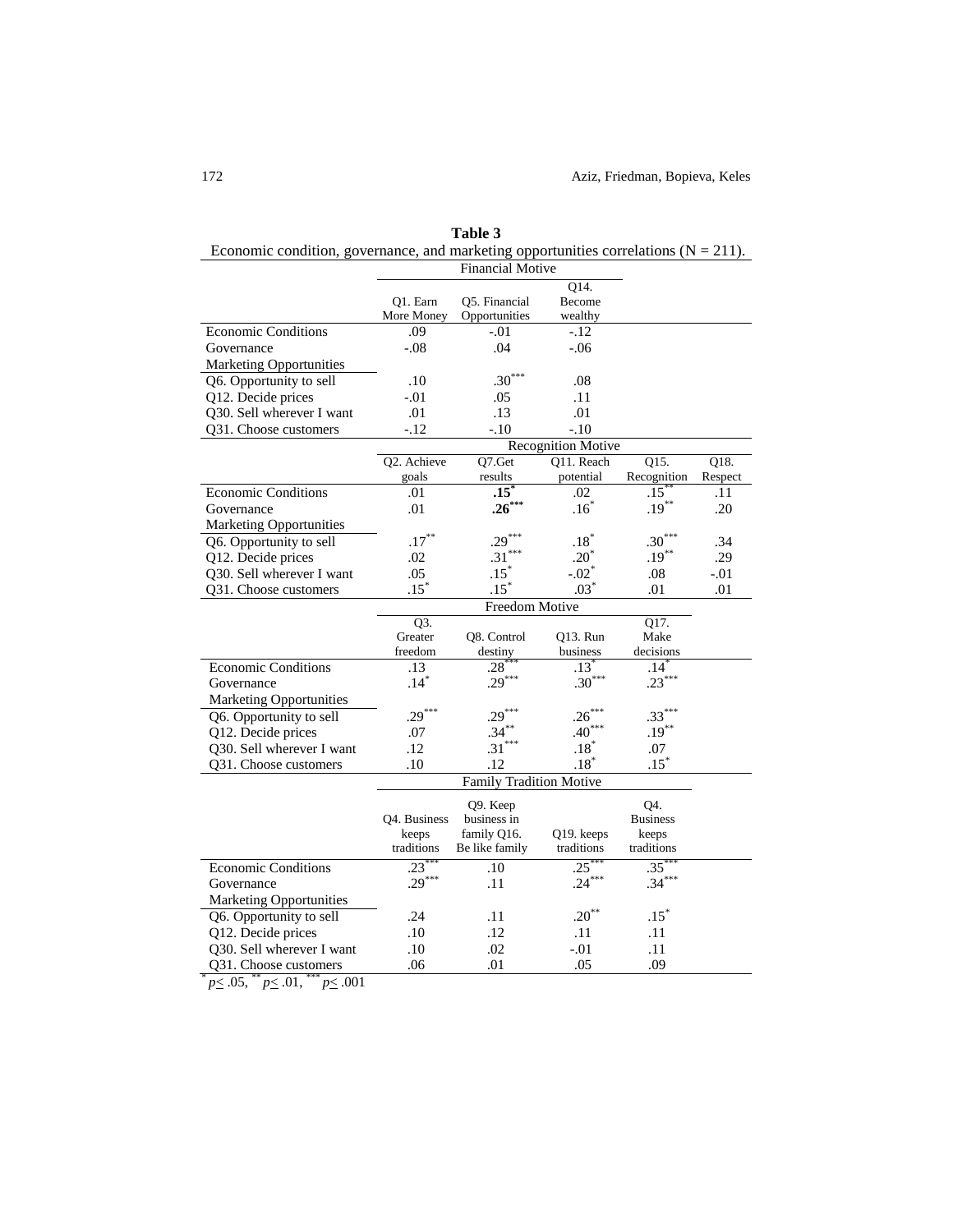**Table 3**

Economic condition, governance, and marketing opportunities correlations (N = 211).

| | Financial Motive | | | | |
|---|---|---|---|---|---|
| | Q1. Earn More Money | Q5. Financial Opportunities | Q14. Become wealthy | | |
| Economic Conditions | .09 | -.01 | -.12 | | |
| Governance | -.08 | .04 | -.06 | | |
| Marketing Opportunities | | | | | |
| Q6. Opportunity to sell | .10 | .30*** | .08 | | |
| Q12. Decide prices | -.01 | .05 | .11 | | |
| Q30. Sell wherever I want | .01 | .13 | .01 | | |
| Q31. Choose customers | -.12 | -.10 | -.10 | | |
| | **Recognition Motive** | | | | |
| | Q2. Achieve goals | Q7.Get results | Q11. Reach potential | Q15. Recognition | Q18. Respect |
| Economic Conditions | .01 | **.15*** | .02 | .15** | .11 |
| Governance | .01 | **.26***** | .16* | .19** | .20 |
| Marketing Opportunities | | | | | |
| Q6. Opportunity to sell | .17** | .29*** | .18* | .30*** | .34 |
| Q12. Decide prices | .02 | .31*** | .20* | .19** | .29 |
| Q30. Sell wherever I want | .05 | .15* | -.02* | .08 | -.01 |
| Q31. Choose customers | .15* | .15* | .03* | .01 | .01 |
| | **Freedom Motive** | | | | |
| | Q3. Greater freedom | Q8. Control destiny | Q13. Run business | Q17. Make decisions | |
| Economic Conditions | .13 | .28*** | .13* | .14* | |
| Governance | .14* | .29*** | .30*** | .23*** | |
| Marketing Opportunities | | | | | |
| Q6. Opportunity to sell | .29*** | .29*** | .26*** | .33*** | |
| Q12. Decide prices | .07 | .34** | .40*** | .19** | |
| Q30. Sell wherever I want | .12 | .31*** | .18* | .07 | |
| Q31. Choose customers | .10 | .12 | .18* | .15* | |
| | **Family Tradition Motive** | | | | |
| | Q4. Business keeps traditions | Q9. Keep business in family Q16. Be like family | Q19. keeps traditions | Q4. Business keeps traditions | |
| Economic Conditions | .23*** | .10 | .25*** | .35*** | |
| Governance | .29*** | .11 | .24*** | .34*** | |
| Marketing Opportunities | | | | | |
| Q6. Opportunity to sell | .24 | .11 | .20** | .15* | |
| Q12. Decide prices | .10 | .12 | .11 | .11 | |
| Q30. Sell wherever I want | .10 | .02 | -.01 | .11 | |
| Q31. Choose customers | .06 | .01 | .05 | .09 | |

\* $p \leq .05$, ** $p \leq .01$, *** $p \leq .001$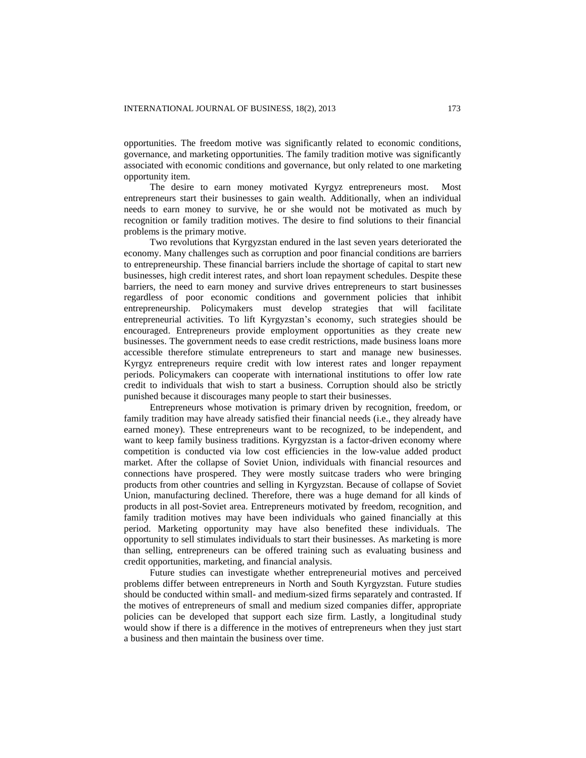opportunities. The freedom motive was significantly related to economic conditions, governance, and marketing opportunities. The family tradition motive was significantly associated with economic conditions and governance, but only related to one marketing opportunity item.

The desire to earn money motivated Kyrgyz entrepreneurs most. Most entrepreneurs start their businesses to gain wealth. Additionally, when an individual needs to earn money to survive, he or she would not be motivated as much by recognition or family tradition motives. The desire to find solutions to their financial problems is the primary motive.

Two revolutions that Kyrgyzstan endured in the last seven years deteriorated the economy. Many challenges such as corruption and poor financial conditions are barriers to entrepreneurship. These financial barriers include the shortage of capital to start new businesses, high credit interest rates, and short loan repayment schedules. Despite these barriers, the need to earn money and survive drives entrepreneurs to start businesses regardless of poor economic conditions and government policies that inhibit entrepreneurship. Policymakers must develop strategies that will facilitate entrepreneurial activities. To lift Kyrgyzstan's economy, such strategies should be encouraged. Entrepreneurs provide employment opportunities as they create new businesses. The government needs to ease credit restrictions, made business loans more accessible therefore stimulate entrepreneurs to start and manage new businesses. Kyrgyz entrepreneurs require credit with low interest rates and longer repayment periods. Policymakers can cooperate with international institutions to offer low rate credit to individuals that wish to start a business. Corruption should also be strictly punished because it discourages many people to start their businesses.

Entrepreneurs whose motivation is primary driven by recognition, freedom, or family tradition may have already satisfied their financial needs (i.e., they already have earned money). These entrepreneurs want to be recognized, to be independent, and want to keep family business traditions. Kyrgyzstan is a factor-driven economy where competition is conducted via low cost efficiencies in the low-value added product market. After the collapse of Soviet Union, individuals with financial resources and connections have prospered. They were mostly suitcase traders who were bringing products from other countries and selling in Kyrgyzstan. Because of collapse of Soviet Union, manufacturing declined. Therefore, there was a huge demand for all kinds of products in all post-Soviet area. Entrepreneurs motivated by freedom, recognition, and family tradition motives may have been individuals who gained financially at this period. Marketing opportunity may have also benefited these individuals. The opportunity to sell stimulates individuals to start their businesses. As marketing is more than selling, entrepreneurs can be offered training such as evaluating business and credit opportunities, marketing, and financial analysis.

Future studies can investigate whether entrepreneurial motives and perceived problems differ between entrepreneurs in North and South Kyrgyzstan. Future studies should be conducted within small- and medium-sized firms separately and contrasted. If the motives of entrepreneurs of small and medium sized companies differ, appropriate policies can be developed that support each size firm. Lastly, a longitudinal study would show if there is a difference in the motives of entrepreneurs when they just start a business and then maintain the business over time.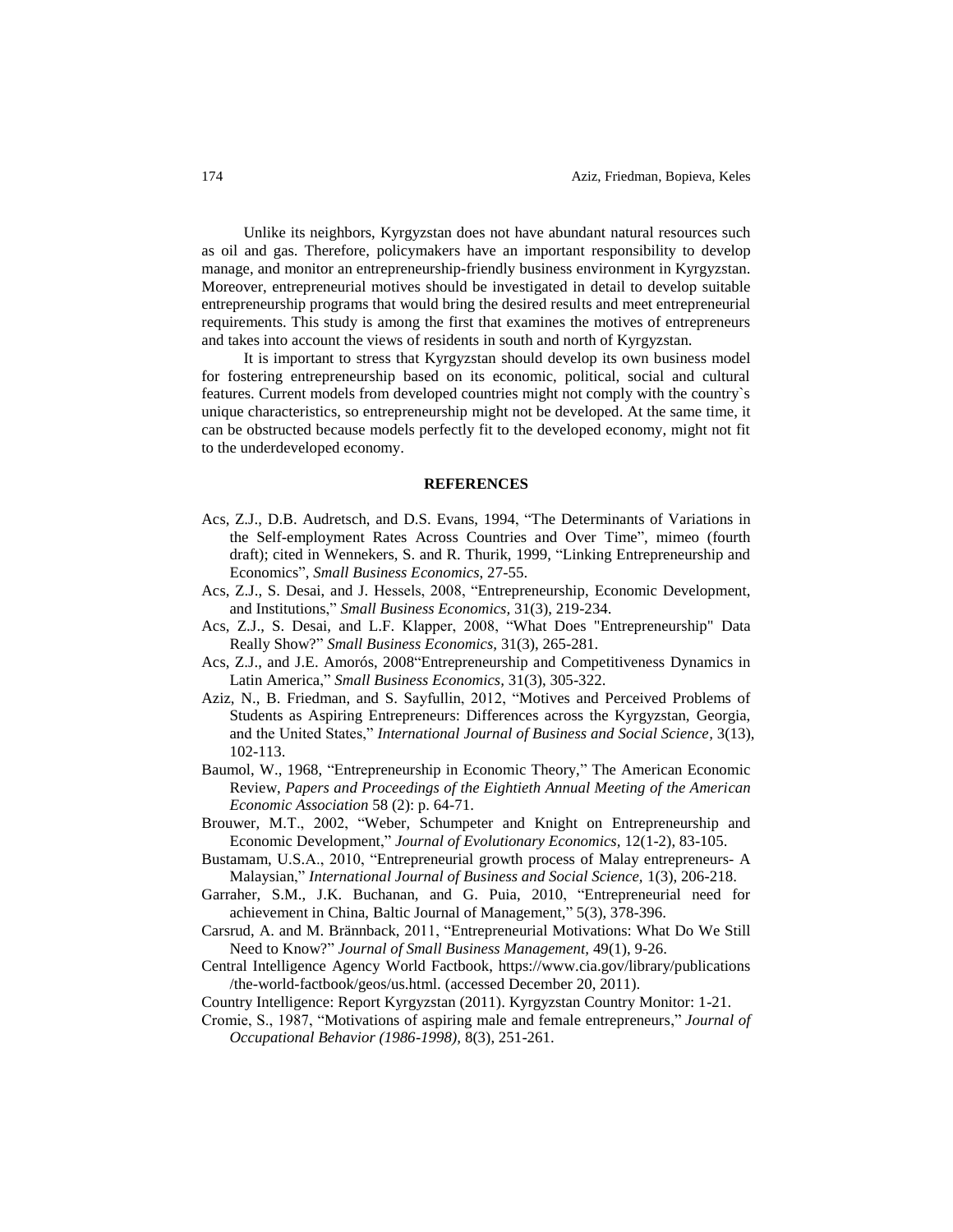Unlike its neighbors, Kyrgyzstan does not have abundant natural resources such as oil and gas. Therefore, policymakers have an important responsibility to develop manage, and monitor an entrepreneurship-friendly business environment in Kyrgyzstan. Moreover, entrepreneurial motives should be investigated in detail to develop suitable entrepreneurship programs that would bring the desired results and meet entrepreneurial requirements. This study is among the first that examines the motives of entrepreneurs and takes into account the views of residents in south and north of Kyrgyzstan.

It is important to stress that Kyrgyzstan should develop its own business model for fostering entrepreneurship based on its economic, political, social and cultural features. Current models from developed countries might not comply with the country`s unique characteristics, so entrepreneurship might not be developed. At the same time, it can be obstructed because models perfectly fit to the developed economy, might not fit to the underdeveloped economy.

## REFERENCES

Acs, Z.J., D.B. Audretsch, and D.S. Evans, 1994, "The Determinants of Variations in the Self-employment Rates Across Countries and Over Time", mimeo (fourth draft); cited in Wennekers, S. and R. Thurik, 1999, "Linking Entrepreneurship and Economics", *Small Business Economics*, 27-55.

Acs, Z.J., S. Desai, and J. Hessels, 2008, "Entrepreneurship, Economic Development, and Institutions," *Small Business Economics,* 31(3), 219-234.

Acs, Z.J., S. Desai, and L.F. Klapper, 2008, "What Does "Entrepreneurship" Data Really Show?" *Small Business Economics,* 31(3), 265-281.

Acs, Z.J., and J.E. Amorós, 2008"Entrepreneurship and Competitiveness Dynamics in Latin America," *Small Business Economics,* 31(3), 305-322.

Aziz, N., B. Friedman, and S. Sayfullin, 2012, "Motives and Perceived Problems of Students as Aspiring Entrepreneurs: Differences across the Kyrgyzstan, Georgia, and the United States," *International Journal of Business and Social Science*, 3(13), 102-113.

Baumol, W., 1968, "Entrepreneurship in Economic Theory," The American Economic Review, *Papers and Proceedings of the Eightieth Annual Meeting of the American Economic Association* 58 (2): p. 64-71.

Brouwer, M.T., 2002, "Weber, Schumpeter and Knight on Entrepreneurship and Economic Development," *Journal of Evolutionary Economics,* 12(1-2), 83-105.

Bustamam, U.S.A., 2010, "Entrepreneurial growth process of Malay entrepreneurs- A Malaysian," *International Journal of Business and Social Science,* 1(3), 206-218.

Garraher, S.M., J.K. Buchanan, and G. Puia, 2010, "Entrepreneurial need for achievement in China, Baltic Journal of Management," 5(3), 378-396.

Carsrud, A. and M. Brännback, 2011, "Entrepreneurial Motivations: What Do We Still Need to Know?" *Journal of Small Business Management,* 49(1), 9-26.

Central Intelligence Agency World Factbook, https://www.cia.gov/library/publications /the-world-factbook/geos/us.html. (accessed December 20, 2011).

Country Intelligence: Report Kyrgyzstan (2011). Kyrgyzstan Country Monitor: 1-21.

Cromie, S., 1987, "Motivations of aspiring male and female entrepreneurs," *Journal of Occupational Behavior (1986-1998),* 8(3), 251-261.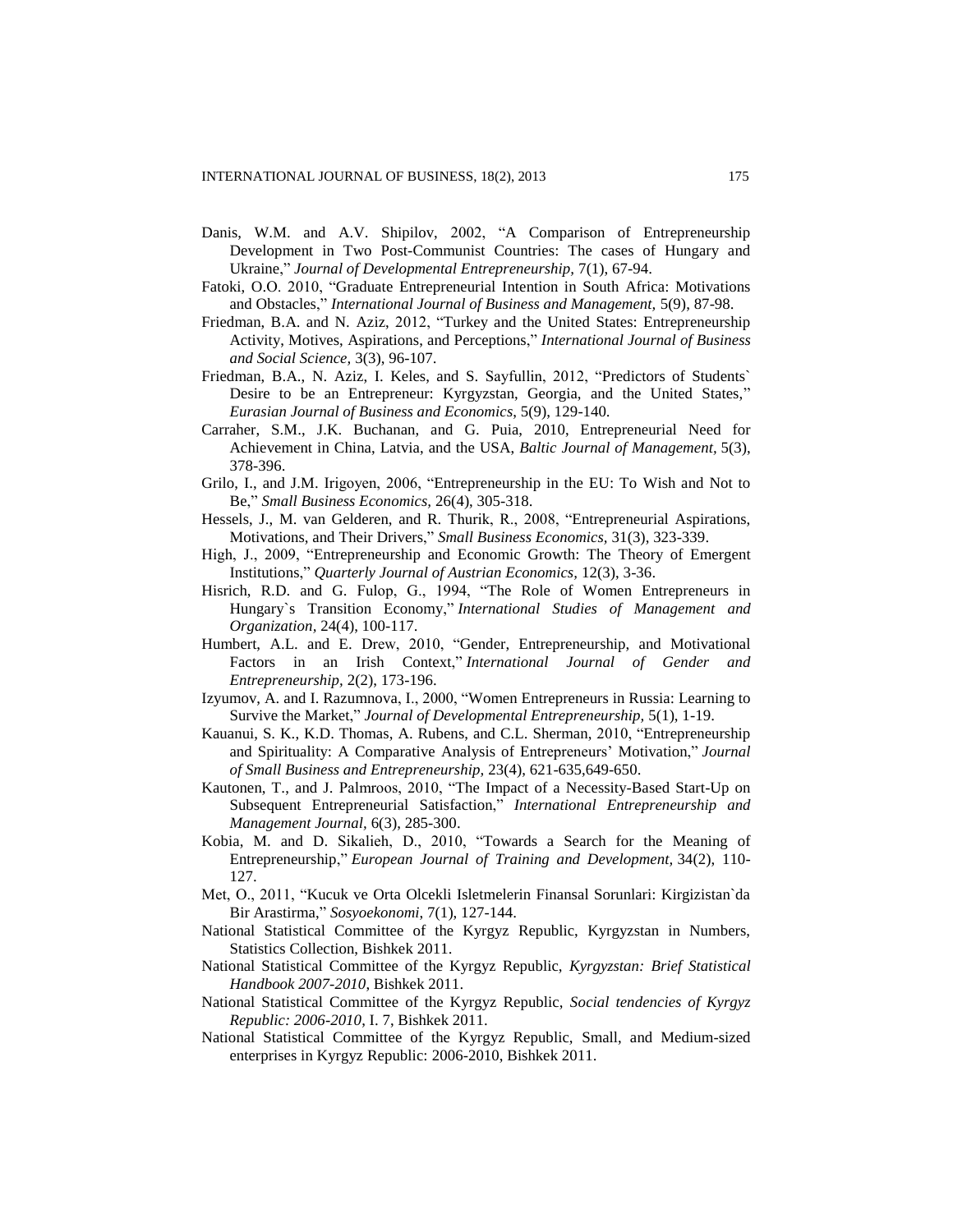Danis, W.M. and A.V. Shipilov, 2002, "A Comparison of Entrepreneurship Development in Two Post-Communist Countries: The cases of Hungary and Ukraine," *Journal of Developmental Entrepreneurship,* 7(1), 67-94.

Fatoki, O.O. 2010, "Graduate Entrepreneurial Intention in South Africa: Motivations and Obstacles," *International Journal of Business and Management,* 5(9), 87-98.

Friedman, B.A. and N. Aziz, 2012, "Turkey and the United States: Entrepreneurship Activity, Motives, Aspirations, and Perceptions," *International Journal of Business and Social Science,* 3(3), 96-107.

Friedman, B.A., N. Aziz, I. Keles, and S. Sayfullin, 2012, "Predictors of Students` Desire to be an Entrepreneur: Kyrgyzstan, Georgia, and the United States," *Eurasian Journal of Business and Economics*, 5(9), 129-140.

Carraher, S.M., J.K. Buchanan, and G. Puia, 2010, Entrepreneurial Need for Achievement in China, Latvia, and the USA, *Baltic Journal of Management,* 5(3), 378-396.

Grilo, I., and J.M. Irigoyen, 2006, "Entrepreneurship in the EU: To Wish and Not to Be," *Small Business Economics,* 26(4), 305-318.

Hessels, J., M. van Gelderen, and R. Thurik, R., 2008, "Entrepreneurial Aspirations, Motivations, and Their Drivers," *Small Business Economics,* 31(3), 323-339.

High, J., 2009, "Entrepreneurship and Economic Growth: The Theory of Emergent Institutions," *Quarterly Journal of Austrian Economics,* 12(3), 3-36.

Hisrich, R.D. and G. Fulop, G., 1994, "The Role of Women Entrepreneurs in Hungary`s Transition Economy," *International Studies of Management and Organization,* 24(4), 100-117.

Humbert, A.L. and E. Drew, 2010, "Gender, Entrepreneurship, and Motivational Factors in an Irish Context," *International Journal of Gender and Entrepreneurship,* 2(2), 173-196.

Izyumov, A. and I. Razumnova, I., 2000, "Women Entrepreneurs in Russia: Learning to Survive the Market," *Journal of Developmental Entrepreneurship,* 5(1), 1-19.

Kauanui, S. K., K.D. Thomas, A. Rubens, and C.L. Sherman, 2010, "Entrepreneurship and Spirituality: A Comparative Analysis of Entrepreneurs' Motivation," *Journal of Small Business and Entrepreneurship,* 23(4), 621-635,649-650.

Kautonen, T., and J. Palmroos, 2010, "The Impact of a Necessity-Based Start-Up on Subsequent Entrepreneurial Satisfaction," *International Entrepreneurship and Management Journal,* 6(3), 285-300.

Kobia, M. and D. Sikalieh, D., 2010, "Towards a Search for the Meaning of Entrepreneurship," *European Journal of Training and Development,* 34(2), 110-127.

Met, O., 2011, "Kucuk ve Orta Olcekli Isletmelerin Finansal Sorunlari: Kirgizistan`da Bir Arastirma," *Sosyoekonomi*, 7(1), 127-144.

National Statistical Committee of the Kyrgyz Republic, Kyrgyzstan in Numbers, Statistics Collection, Bishkek 2011.

National Statistical Committee of the Kyrgyz Republic, *Kyrgyzstan: Brief Statistical Handbook 2007-2010*, Bishkek 2011.

National Statistical Committee of the Kyrgyz Republic, *Social tendencies of Kyrgyz Republic: 2006-2010*, I. 7, Bishkek 2011.

National Statistical Committee of the Kyrgyz Republic, Small, and Medium-sized enterprises in Kyrgyz Republic: 2006-2010, Bishkek 2011.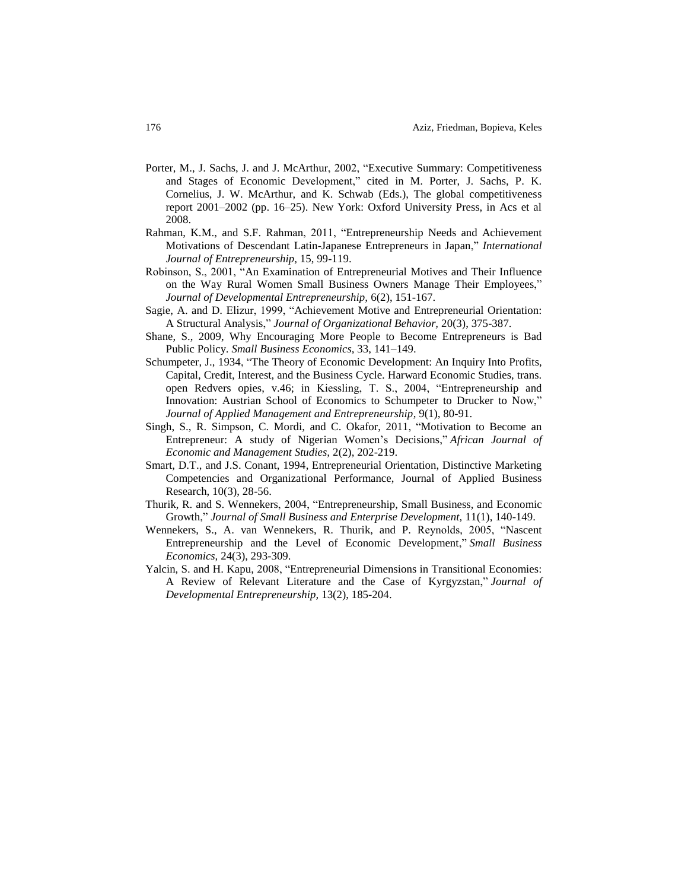Porter, M., J. Sachs, J. and J. McArthur, 2002, "Executive Summary: Competitiveness and Stages of Economic Development," cited in M. Porter, J. Sachs, P. K. Cornelius, J. W. McArthur, and K. Schwab (Eds.), The global competitiveness report 2001–2002 (pp. 16–25). New York: Oxford University Press, in Acs et al 2008.

Rahman, K.M., and S.F. Rahman, 2011, "Entrepreneurship Needs and Achievement Motivations of Descendant Latin-Japanese Entrepreneurs in Japan," *International Journal of Entrepreneurship,* 15, 99-119.

Robinson, S., 2001, "An Examination of Entrepreneurial Motives and Their Influence on the Way Rural Women Small Business Owners Manage Their Employees," *Journal of Developmental Entrepreneurship,* 6(2), 151-167.

Sagie, A. and D. Elizur, 1999, "Achievement Motive and Entrepreneurial Orientation: A Structural Analysis," *Journal of Organizational Behavior,* 20(3), 375-387.

Shane, S., 2009, Why Encouraging More People to Become Entrepreneurs is Bad Public Policy. *Small Business Economics,* 33, 141–149.

Schumpeter, J., 1934, "The Theory of Economic Development: An Inquiry Into Profits, Capital, Credit, Interest, and the Business Cycle. Harward Economic Studies, trans. open Redvers opies, v.46; in Kiessling, T. S., 2004, "Entrepreneurship and Innovation: Austrian School of Economics to Schumpeter to Drucker to Now," *Journal of Applied Management and Entrepreneurship*, 9(1), 80-91.

Singh, S., R. Simpson, C. Mordi, and C. Okafor, 2011, "Motivation to Become an Entrepreneur: A study of Nigerian Women's Decisions," *African Journal of Economic and Management Studies,* 2(2), 202-219.

Smart, D.T., and J.S. Conant, 1994, Entrepreneurial Orientation, Distinctive Marketing Competencies and Organizational Performance, Journal of Applied Business Research, 10(3), 28-56.

Thurik, R. and S. Wennekers, 2004, "Entrepreneurship, Small Business, and Economic Growth," *Journal of Small Business and Enterprise Development,* 11(1), 140-149.

Wennekers, S., A. van Wennekers, R. Thurik, and P. Reynolds, 2005, "Nascent Entrepreneurship and the Level of Economic Development," *Small Business Economics,* 24(3), 293-309.

Yalcin, S. and H. Kapu, 2008, "Entrepreneurial Dimensions in Transitional Economies: A Review of Relevant Literature and the Case of Kyrgyzstan," *Journal of Developmental Entrepreneurship,* 13(2), 185-204.